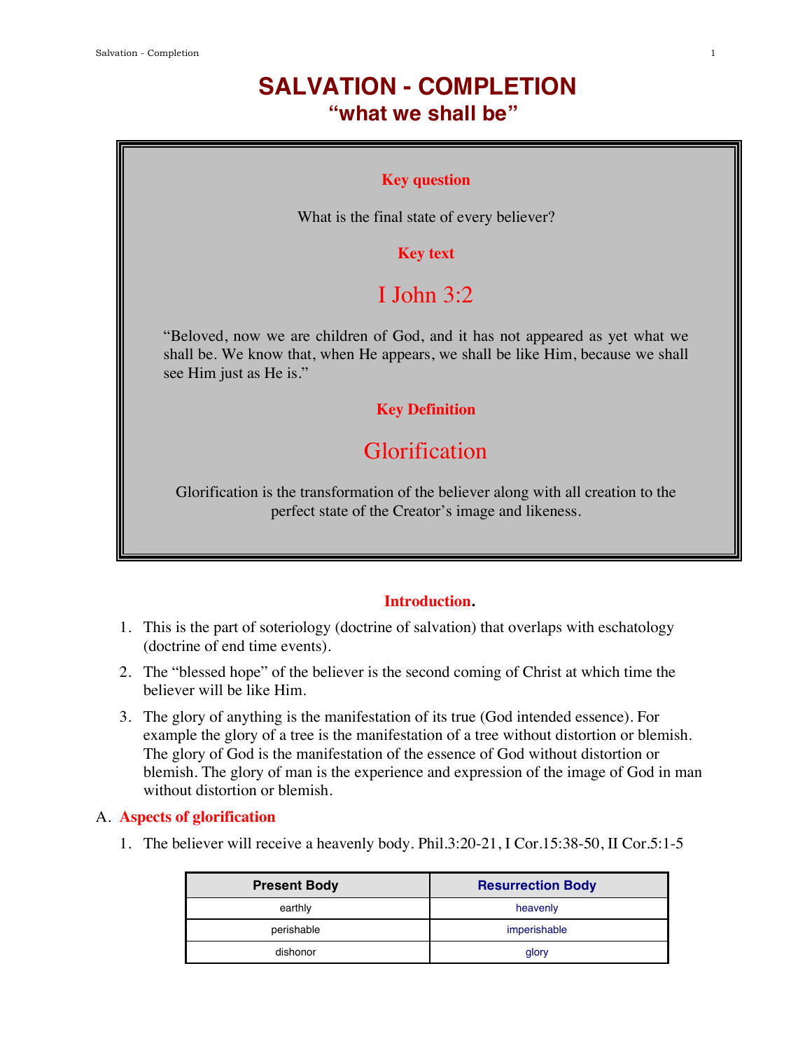# SALVATION - COMPLETION
## "what we shall be"

**Key question**

What is the final state of every believer?

**Key text**

### I John 3:2

"Beloved, now we are children of God, and it has not appeared as yet what we shall be. We know that, when He appears, we shall be like Him, because we shall see Him just as He is."

**Key Definition**

### Glorification

Glorification is the transformation of the believer along with all creation to the perfect state of the Creator's image and likeness.

**Introduction.**

1. This is the part of soteriology (doctrine of salvation) that overlaps with eschatology (doctrine of end time events).
2. The "blessed hope" of the believer is the second coming of Christ at which time the believer will be like Him.
3. The glory of anything is the manifestation of its true (God intended essence). For example the glory of a tree is the manifestation of a tree without distortion or blemish. The glory of God is the manifestation of the essence of God without distortion or blemish. The glory of man is the experience and expression of the image of God in man without distortion or blemish.

## A. Aspects of glorification

1. The believer will receive a heavenly body. Phil.3:20-21, I Cor.15:38-50, II Cor.5:1-5

| Present Body | Resurrection Body |
|---|---|
| earthly | heavenly |
| perishable | imperishable |
| dishonor | glory |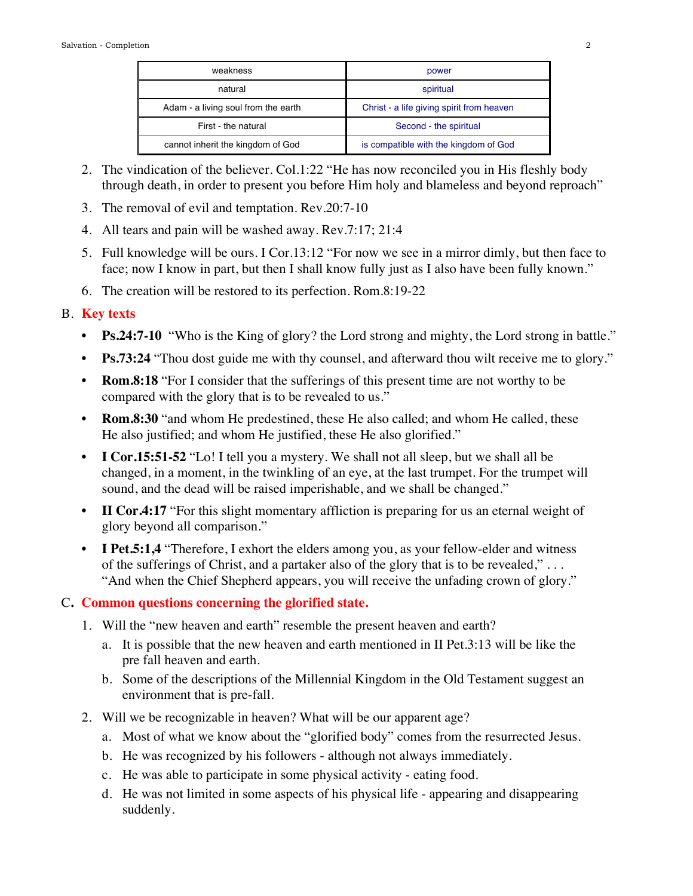| weakness | power |
|---|---|
| natural | spiritual |
| Adam - a living soul from the earth | Christ - a life giving spirit from heaven |
| First - the natural | Second - the spiritual |
| cannot inherit the kingdom of God | is compatible with the kingdom of God |

2. The vindication of the believer. Col.1:22 "He has now reconciled you in His fleshly body through death, in order to present you before Him holy and blameless and beyond reproach"
3. The removal of evil and temptation. Rev.20:7-10
4. All tears and pain will be washed away. Rev.7:17; 21:4
5. Full knowledge will be ours. I Cor.13:12 "For now we see in a mirror dimly, but then face to face; now I know in part, but then I shall know fully just as I also have been fully known."
6. The creation will be restored to its perfection. Rom.8:19-22

## B. Key texts

- **Ps.24:7-10** "Who is the King of glory? the Lord strong and mighty, the Lord strong in battle."
- **Ps.73:24** "Thou dost guide me with thy counsel, and afterward thou wilt receive me to glory."
- **Rom.8:18** "For I consider that the sufferings of this present time are not worthy to be compared with the glory that is to be revealed to us."
- **Rom.8:30** "and whom He predestined, these He also called; and whom He called, these He also justified; and whom He justified, these He also glorified."
- **I Cor.15:51-52** "Lo! I tell you a mystery. We shall not all sleep, but we shall all be changed, in a moment, in the twinkling of an eye, at the last trumpet. For the trumpet will sound, and the dead will be raised imperishable, and we shall be changed."
- **II Cor.4:17** "For this slight momentary affliction is preparing for us an eternal weight of glory beyond all comparison."
- **I Pet.5:1,4** "Therefore, I exhort the elders among you, as your fellow-elder and witness of the sufferings of Christ, and a partaker also of the glory that is to be revealed," . . . "And when the Chief Shepherd appears, you will receive the unfading crown of glory."

## C. Common questions concerning the glorified state.

1. Will the "new heaven and earth" resemble the present heaven and earth?
   a. It is possible that the new heaven and earth mentioned in II Pet.3:13 will be like the pre fall heaven and earth.
   b. Some of the descriptions of the Millennial Kingdom in the Old Testament suggest an environment that is pre-fall.
2. Will we be recognizable in heaven? What will be our apparent age?
   a. Most of what we know about the "glorified body" comes from the resurrected Jesus.
   b. He was recognized by his followers - although not always immediately.
   c. He was able to participate in some physical activity - eating food.
   d. He was not limited in some aspects of his physical life - appearing and disappearing suddenly.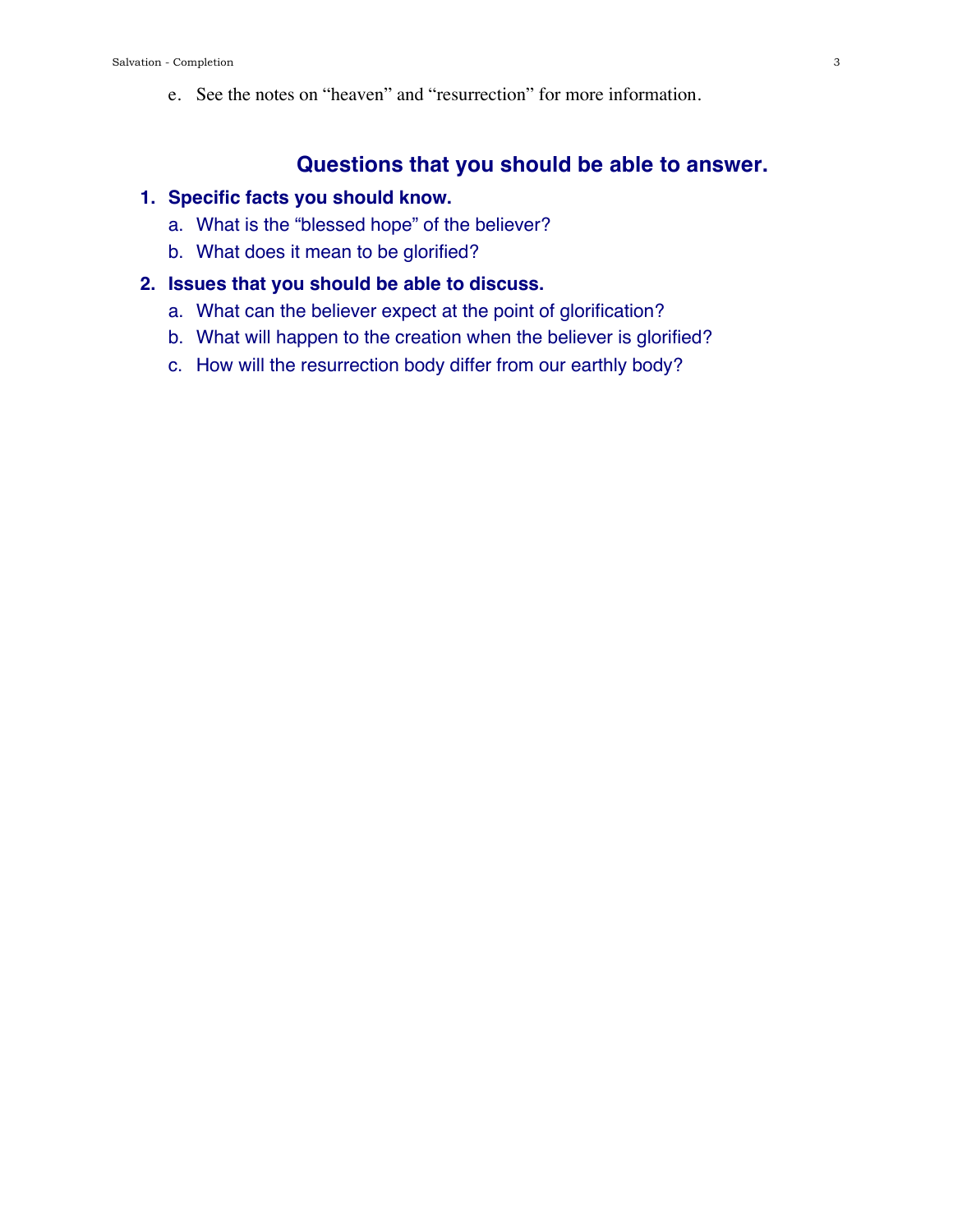e. See the notes on "heaven" and "resurrection" for more information.

## Questions that you should be able to answer.

1. **Specific facts you should know.**
   a. What is the "blessed hope" of the believer?
   b. What does it mean to be glorified?
2. **Issues that you should be able to discuss.**
   a. What can the believer expect at the point of glorification?
   b. What will happen to the creation when the believer is glorified?
   c. How will the resurrection body differ from our earthly body?